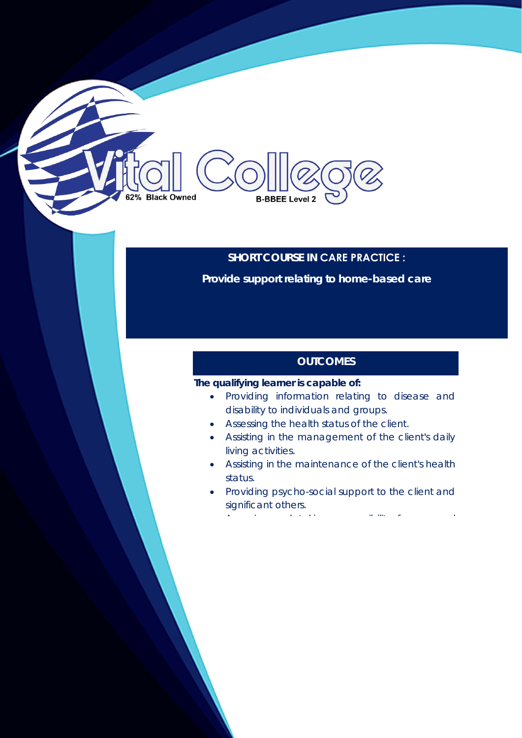Vital College

62% Black Owned

B-BBEE Level 2

## SHORT COURSE IN CARE PRACTICE :

**Provide support relating to home-based care**

### OUTCOMES

**The qualifying learner is capable of:**

- Providing information relating to disease and disability to individuals and groups.
- Assessing the health status of the client.
- Assisting in the management of the client's daily living activities.
- Assisting in the maintenance of the client's health status.
- Providing psycho-social support to the client and significant others.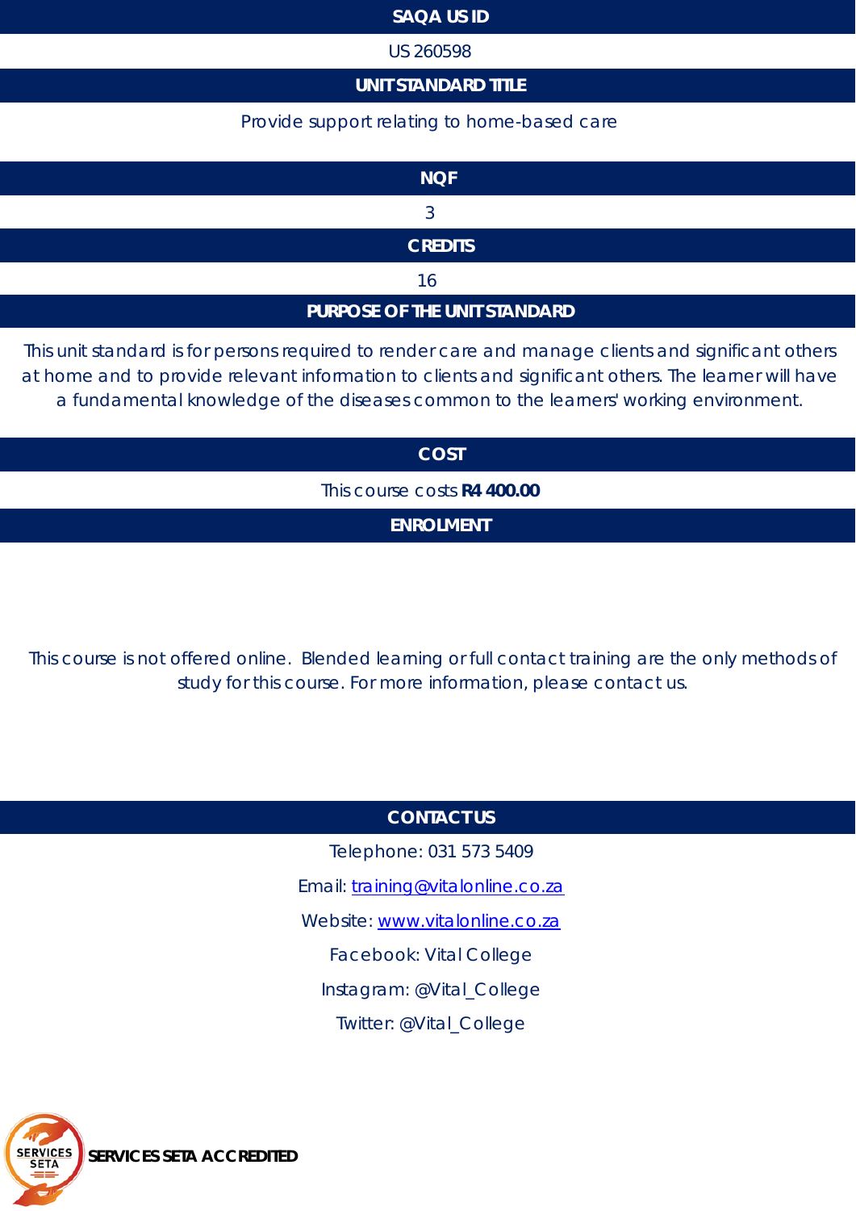## SAQA US ID

US 260598

## UNIT STANDARD TITLE

Provide support relating to home-based care

## NQF

3

## CREDITS

16

## PURPOSE OF THE UNIT STANDARD

This unit standard is for persons required to render care and manage clients and significant others at home and to provide relevant information to clients and significant others. The learner will have a fundamental knowledge of the diseases common to the learners' working environment.

## COST

This course costs **R4 400.00**

## ENROLMENT

This course is not offered online. Blended learning or full contact training are the only methods of study for this course. For more information, please contact us.

## CONTACT US

Telephone: 031 573 5409

Email: training@vitalonline.co.za

Website: www.vitalonline.co.za

Facebook: Vital College

Instagram: @Vital_College

Twitter: @Vital_College

**SERVICES SETA ACCREDITED**